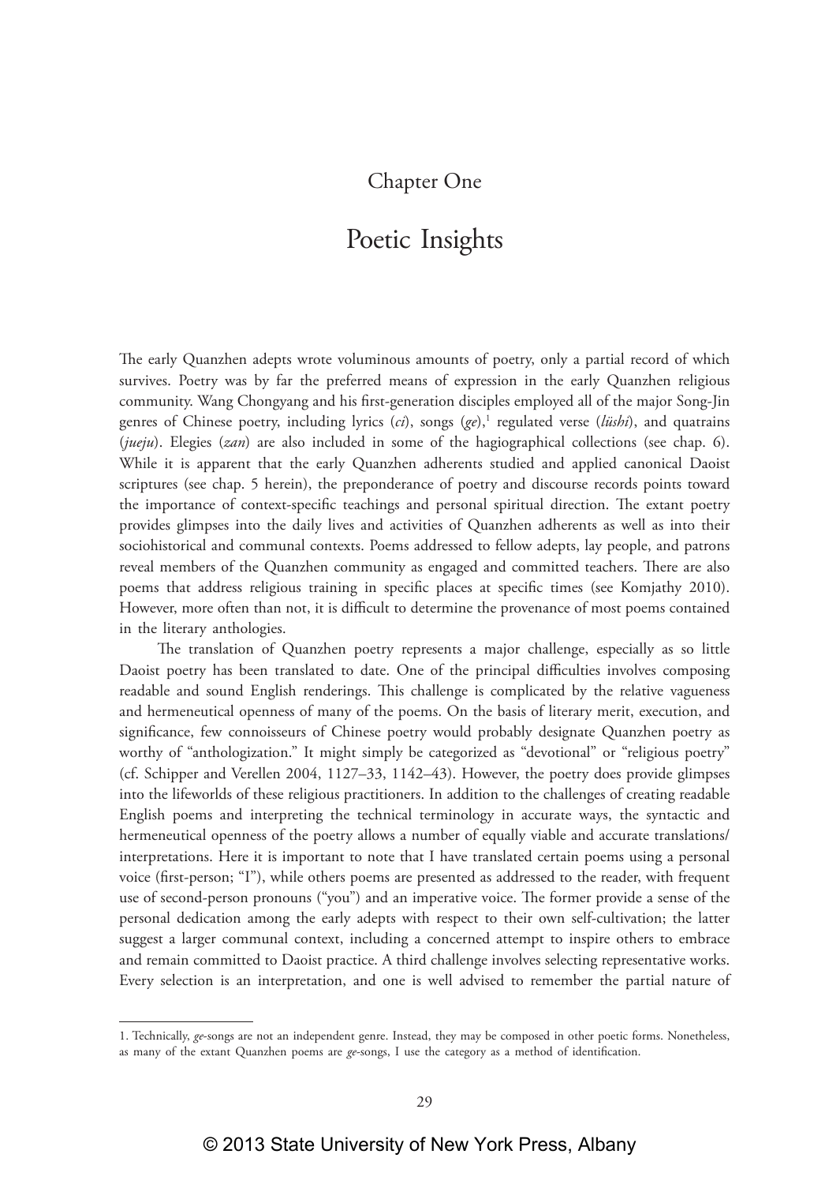# Chapter One

## Poetic Insights

The early Quanzhen adepts wrote voluminous amounts of poetry, only a partial record of which survives. Poetry was by far the preferred means of expression in the early Quanzhen religious community. Wang Chongyang and his first-generation disciples employed all of the major Song-Jin genres of Chinese poetry, including lyrics (*ci*), songs (*ge*),[1] regulated verse (*lüshi*), and quatrains (*jueju*). Elegies (*zan*) are also included in some of the hagiographical collections (see chap. 6). While it is apparent that the early Quanzhen adherents studied and applied canonical Daoist scriptures (see chap. 5 herein), the preponderance of poetry and discourse records points toward the importance of context-specific teachings and personal spiritual direction. The extant poetry provides glimpses into the daily lives and activities of Quanzhen adherents as well as into their sociohistorical and communal contexts. Poems addressed to fellow adepts, lay people, and patrons reveal members of the Quanzhen community as engaged and committed teachers. There are also poems that address religious training in specific places at specific times (see Komjathy 2010). However, more often than not, it is difficult to determine the provenance of most poems contained in the literary anthologies.

The translation of Quanzhen poetry represents a major challenge, especially as so little Daoist poetry has been translated to date. One of the principal difficulties involves composing readable and sound English renderings. This challenge is complicated by the relative vagueness and hermeneutical openness of many of the poems. On the basis of literary merit, execution, and significance, few connoisseurs of Chinese poetry would probably designate Quanzhen poetry as worthy of "anthologization." It might simply be categorized as "devotional" or "religious poetry" (cf. Schipper and Verellen 2004, 1127–33, 1142–43). However, the poetry does provide glimpses into the lifeworlds of these religious practitioners. In addition to the challenges of creating readable English poems and interpreting the technical terminology in accurate ways, the syntactic and hermeneutical openness of the poetry allows a number of equally viable and accurate translations/interpretations. Here it is important to note that I have translated certain poems using a personal voice (first-person; "I"), while others poems are presented as addressed to the reader, with frequent use of second-person pronouns ("you") and an imperative voice. The former provide a sense of the personal dedication among the early adepts with respect to their own self-cultivation; the latter suggest a larger communal context, including a concerned attempt to inspire others to embrace and remain committed to Daoist practice. A third challenge involves selecting representative works. Every selection is an interpretation, and one is well advised to remember the partial nature of

1. Technically, *ge*-songs are not an independent genre. Instead, they may be composed in other poetic forms. Nonetheless, as many of the extant Quanzhen poems are *ge*-songs, I use the category as a method of identification.

© 2013 State University of New York Press, Albany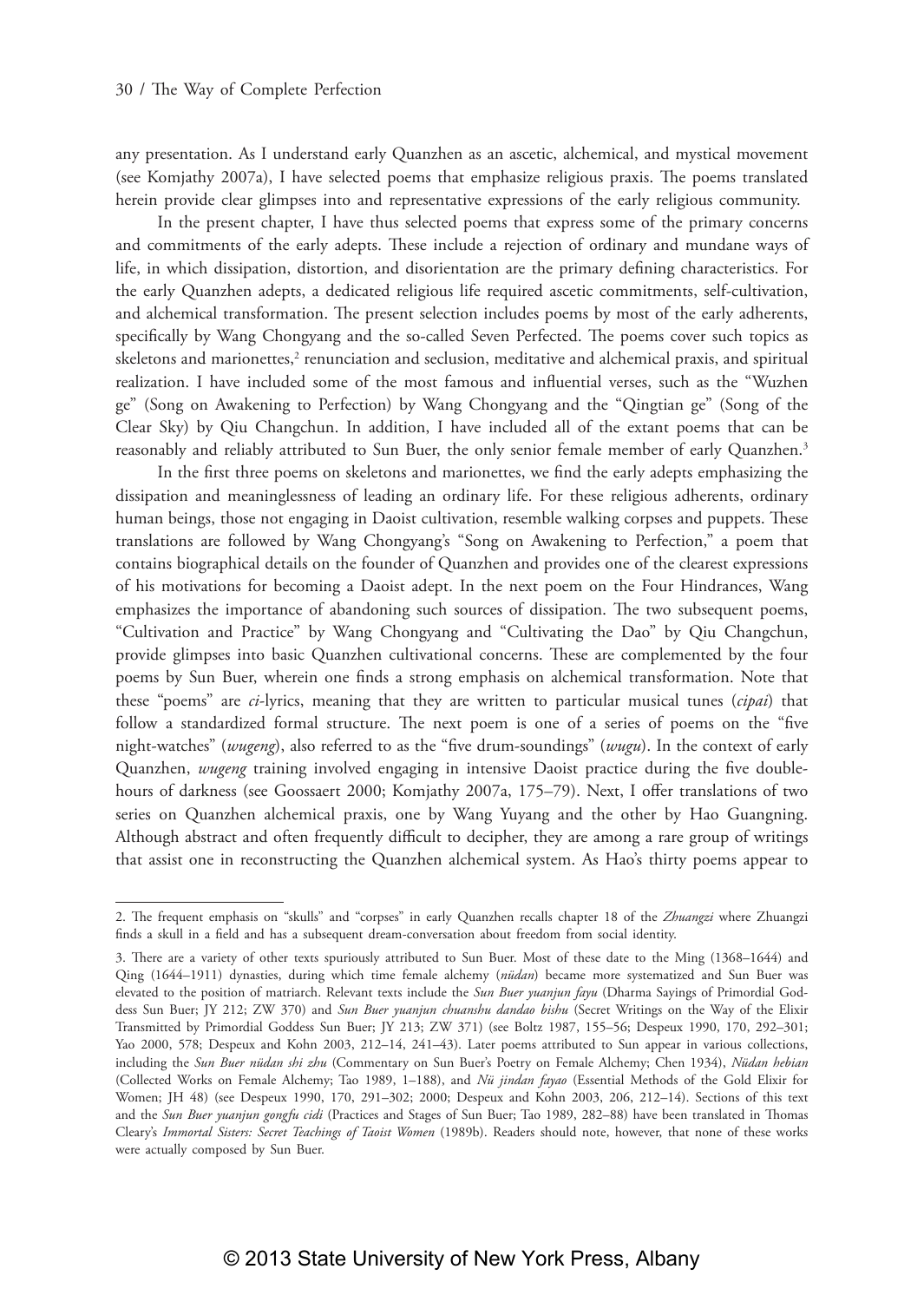any presentation. As I understand early Quanzhen as an ascetic, alchemical, and mystical movement (see Komjathy 2007a), I have selected poems that emphasize religious praxis. The poems translated herein provide clear glimpses into and representative expressions of the early religious community.

In the present chapter, I have thus selected poems that express some of the primary concerns and commitments of the early adepts. These include a rejection of ordinary and mundane ways of life, in which dissipation, distortion, and disorientation are the primary defining characteristics. For the early Quanzhen adepts, a dedicated religious life required ascetic commitments, self-cultivation, and alchemical transformation. The present selection includes poems by most of the early adherents, specifically by Wang Chongyang and the so-called Seven Perfected. The poems cover such topics as skeletons and marionettes,[2] renunciation and seclusion, meditative and alchemical praxis, and spiritual realization. I have included some of the most famous and influential verses, such as the "Wuzhen ge" (Song on Awakening to Perfection) by Wang Chongyang and the "Qingtian ge" (Song of the Clear Sky) by Qiu Changchun. In addition, I have included all of the extant poems that can be reasonably and reliably attributed to Sun Buer, the only senior female member of early Quanzhen.[3]

In the first three poems on skeletons and marionettes, we find the early adepts emphasizing the dissipation and meaninglessness of leading an ordinary life. For these religious adherents, ordinary human beings, those not engaging in Daoist cultivation, resemble walking corpses and puppets. These translations are followed by Wang Chongyang's "Song on Awakening to Perfection," a poem that contains biographical details on the founder of Quanzhen and provides one of the clearest expressions of his motivations for becoming a Daoist adept. In the next poem on the Four Hindrances, Wang emphasizes the importance of abandoning such sources of dissipation. The two subsequent poems, "Cultivation and Practice" by Wang Chongyang and "Cultivating the Dao" by Qiu Changchun, provide glimpses into basic Quanzhen cultivational concerns. These are complemented by the four poems by Sun Buer, wherein one finds a strong emphasis on alchemical transformation. Note that these "poems" are *ci*-lyrics, meaning that they are written to particular musical tunes (*cipai*) that follow a standardized formal structure. The next poem is one of a series of poems on the "five night-watches" (*wugeng*), also referred to as the "five drum-soundings" (*wugu*). In the context of early Quanzhen, *wugeng* training involved engaging in intensive Daoist practice during the five double-hours of darkness (see Goossaert 2000; Komjathy 2007a, 175–79). Next, I offer translations of two series on Quanzhen alchemical praxis, one by Wang Yuyang and the other by Hao Guangning. Although abstract and often frequently difficult to decipher, they are among a rare group of writings that assist one in reconstructing the Quanzhen alchemical system. As Hao's thirty poems appear to

---

2. The frequent emphasis on "skulls" and "corpses" in early Quanzhen recalls chapter 18 of the *Zhuangzi* where Zhuangzi finds a skull in a field and has a subsequent dream-conversation about freedom from social identity.

3. There are a variety of other texts spuriously attributed to Sun Buer. Most of these date to the Ming (1368–1644) and Qing (1644–1911) dynasties, during which time female alchemy (*nüdan*) became more systematized and Sun Buer was elevated to the position of matriarch. Relevant texts include the *Sun Buer yuanjun fayu* (Dharma Sayings of Primordial Goddess Sun Buer; JY 212; ZW 370) and *Sun Buer yuanjun chuanshu dandao bishu* (Secret Writings on the Way of the Elixir Transmitted by Primordial Goddess Sun Buer; JY 213; ZW 371) (see Boltz 1987, 155–56; Despeux 1990, 170, 292–301; Yao 2000, 578; Despeux and Kohn 2003, 212–14, 241–43). Later poems attributed to Sun appear in various collections, including the *Sun Buer nüdan shi zhu* (Commentary on Sun Buer's Poetry on Female Alchemy; Chen 1934), *Nüdan hebian* (Collected Works on Female Alchemy; Tao 1989, 1–188), and *Nü jindan fayao* (Essential Methods of the Gold Elixir for Women; JH 48) (see Despeux 1990, 170, 291–302; 2000; Despeux and Kohn 2003, 206, 212–14). Sections of this text and the *Sun Buer yuanjun gongfu cidi* (Practices and Stages of Sun Buer; Tao 1989, 282–88) have been translated in Thomas Cleary's *Immortal Sisters: Secret Teachings of Taoist Women* (1989b). Readers should note, however, that none of these works were actually composed by Sun Buer.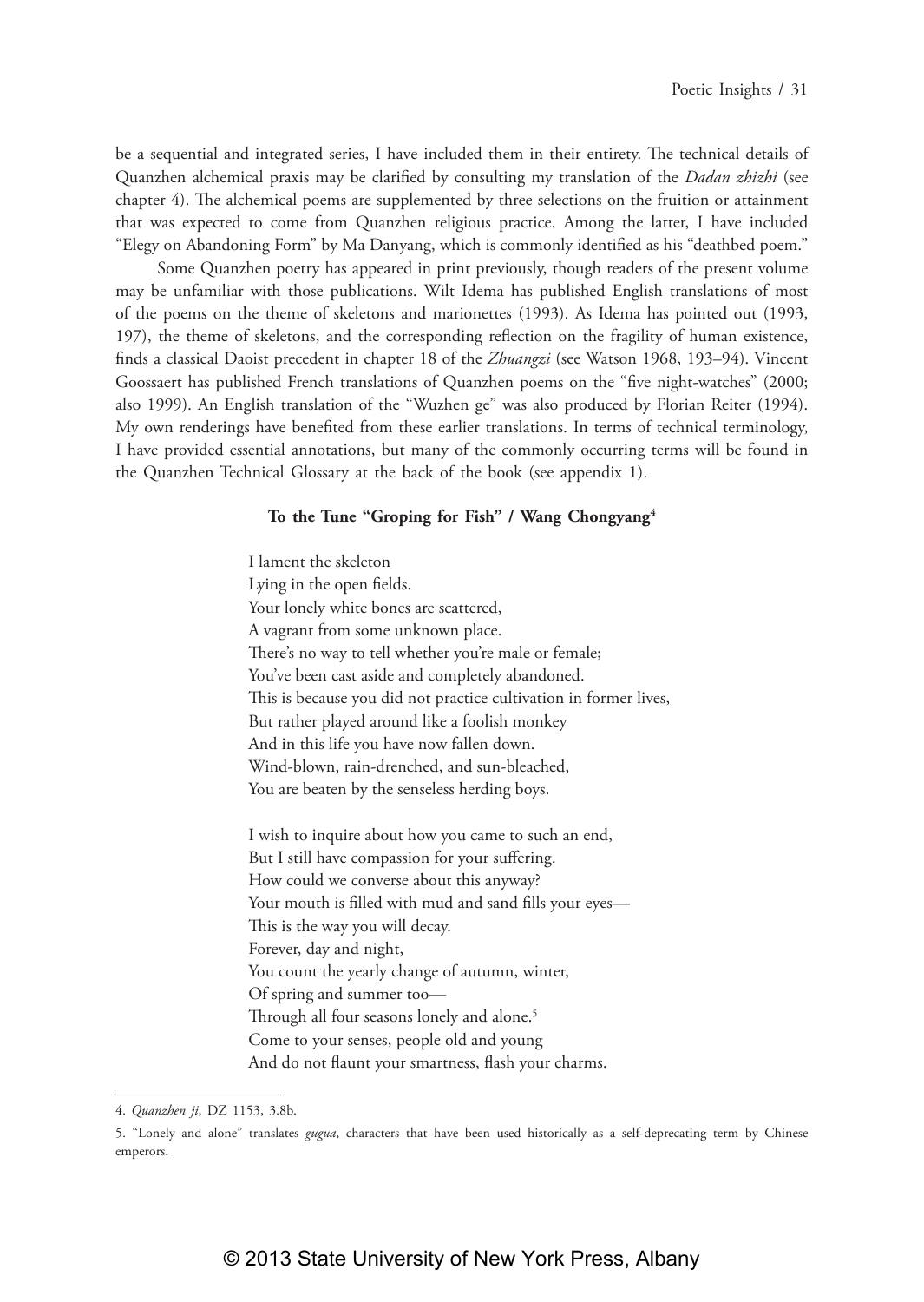be a sequential and integrated series, I have included them in their entirety. The technical details of Quanzhen alchemical praxis may be clarified by consulting my translation of the *Dadan zhizhi* (see chapter 4). The alchemical poems are supplemented by three selections on the fruition or attainment that was expected to come from Quanzhen religious practice. Among the latter, I have included "Elegy on Abandoning Form" by Ma Danyang, which is commonly identified as his "deathbed poem."

Some Quanzhen poetry has appeared in print previously, though readers of the present volume may be unfamiliar with those publications. Wilt Idema has published English translations of most of the poems on the theme of skeletons and marionettes (1993). As Idema has pointed out (1993, 197), the theme of skeletons, and the corresponding reflection on the fragility of human existence, finds a classical Daoist precedent in chapter 18 of the *Zhuangzi* (see Watson 1968, 193–94). Vincent Goossaert has published French translations of Quanzhen poems on the "five night-watches" (2000; also 1999). An English translation of the "Wuzhen ge" was also produced by Florian Reiter (1994). My own renderings have benefited from these earlier translations. In terms of technical terminology, I have provided essential annotations, but many of the commonly occurring terms will be found in the Quanzhen Technical Glossary at the back of the book (see appendix 1).

**To the Tune "Groping for Fish" / Wang Chongyang[4]**

I lament the skeleton  
Lying in the open fields.  
Your lonely white bones are scattered,  
A vagrant from some unknown place.  
There's no way to tell whether you're male or female;  
You've been cast aside and completely abandoned.  
This is because you did not practice cultivation in former lives,  
But rather played around like a foolish monkey  
And in this life you have now fallen down.  
Wind-blown, rain-drenched, and sun-bleached,  
You are beaten by the senseless herding boys.

I wish to inquire about how you came to such an end,  
But I still have compassion for your suffering.  
How could we converse about this anyway?  
Your mouth is filled with mud and sand fills your eyes—  
This is the way you will decay.  
Forever, day and night,  
You count the yearly change of autumn, winter,  
Of spring and summer too—  
Through all four seasons lonely and alone.[5]  
Come to your senses, people old and young  
And do not flaunt your smartness, flash your charms.

---

4. *Quanzhen ji*, DZ 1153, 3.8b.

5. "Lonely and alone" translates *gugua*, characters that have been used historically as a self-deprecating term by Chinese emperors.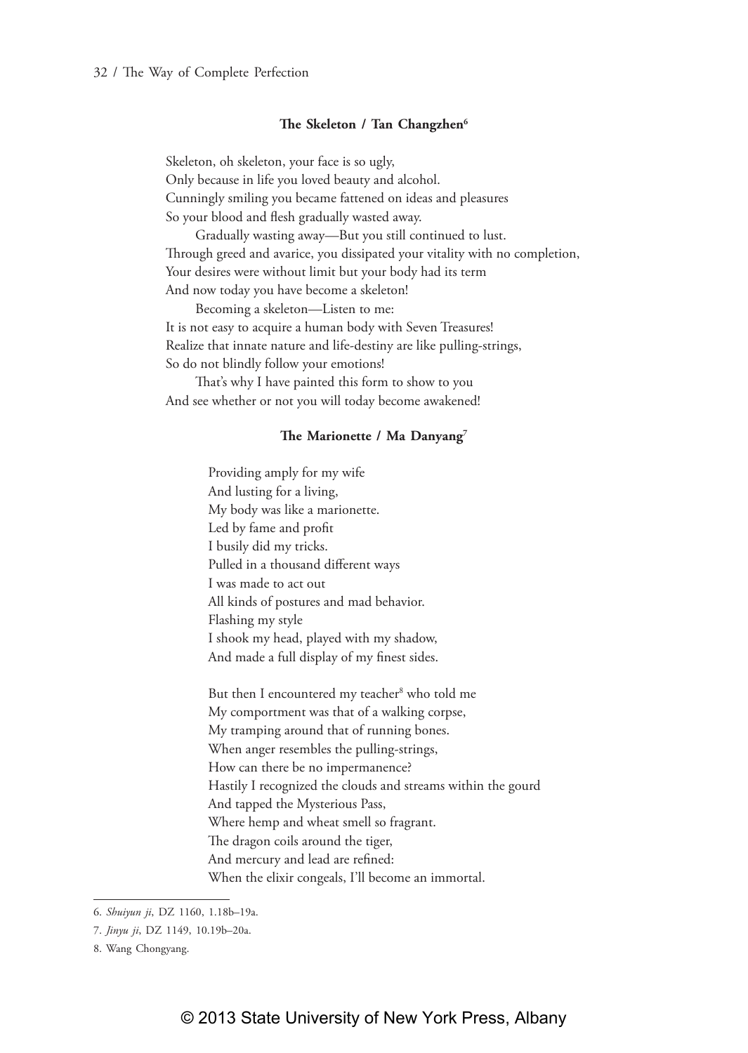### The Skeleton / Tan Changzhen[6]

Skeleton, oh skeleton, your face is so ugly,  
Only because in life you loved beauty and alcohol.  
Cunningly smiling you became fattened on ideas and pleasures  
So your blood and flesh gradually wasted away.  
    Gradually wasting away—But you still continued to lust.  
Through greed and avarice, you dissipated your vitality with no completion,  
Your desires were without limit but your body had its term  
And now today you have become a skeleton!  
    Becoming a skeleton—Listen to me:  
It is not easy to acquire a human body with Seven Treasures!  
Realize that innate nature and life-destiny are like pulling-strings,  
So do not blindly follow your emotions!  
    That's why I have painted this form to show to you  
And see whether or not you will today become awakened!

### The Marionette / Ma Danyang[7]

Providing amply for my wife  
And lusting for a living,  
My body was like a marionette.  
Led by fame and profit  
I busily did my tricks.  
Pulled in a thousand different ways  
I was made to act out  
All kinds of postures and mad behavior.  
Flashing my style  
I shook my head, played with my shadow,  
And made a full display of my finest sides.

But then I encountered my teacher[8] who told me  
My comportment was that of a walking corpse,  
My tramping around that of running bones.  
When anger resembles the pulling-strings,  
How can there be no impermanence?  
Hastily I recognized the clouds and streams within the gourd  
And tapped the Mysterious Pass,  
Where hemp and wheat smell so fragrant.  
The dragon coils around the tiger,  
And mercury and lead are refined:  
When the elixir congeals, I'll become an immortal.

---

6. *Shuiyun ji*, DZ 1160, 1.18b–19a.

7. *Jinyu ji*, DZ 1149, 10.19b–20a.

8. Wang Chongyang.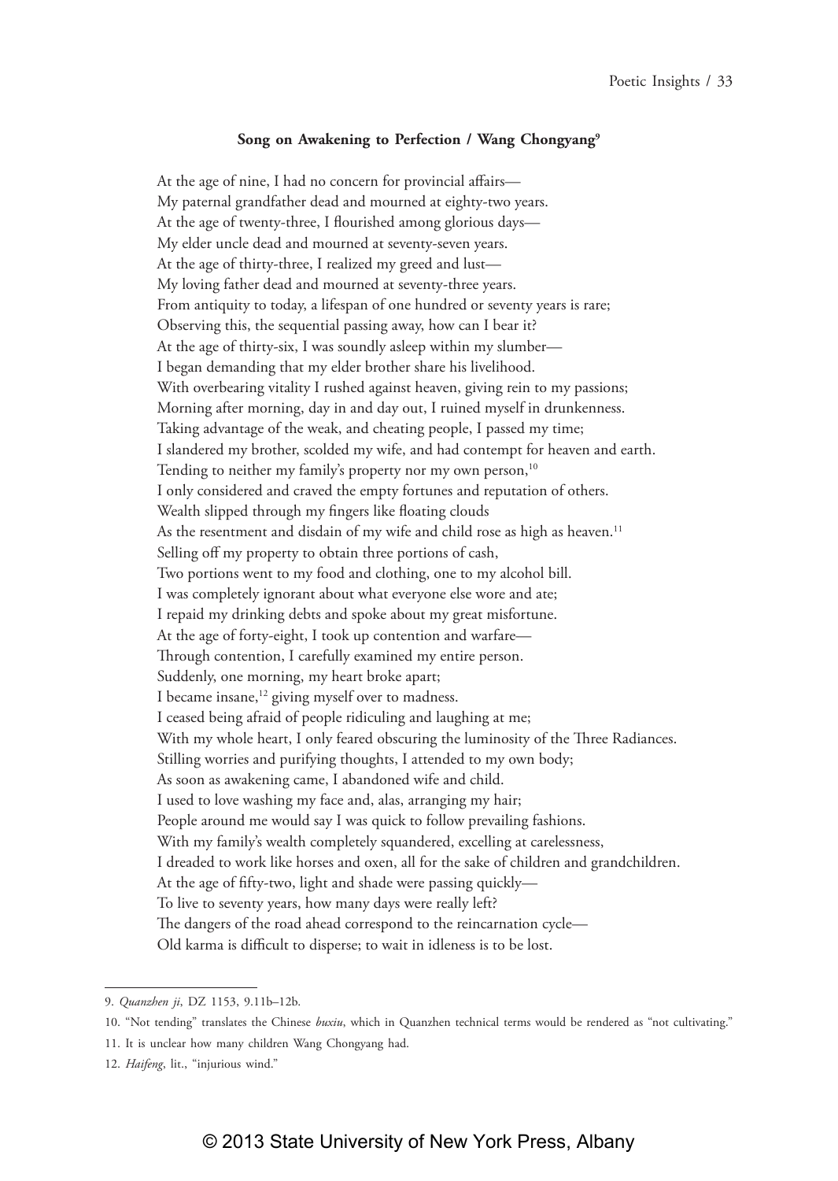**Song on Awakening to Perfection / Wang Chongyang**[9]

At the age of nine, I had no concern for provincial affairs—
My paternal grandfather dead and mourned at eighty-two years.
At the age of twenty-three, I flourished among glorious days—
My elder uncle dead and mourned at seventy-seven years.
At the age of thirty-three, I realized my greed and lust—
My loving father dead and mourned at seventy-three years.
From antiquity to today, a lifespan of one hundred or seventy years is rare;
Observing this, the sequential passing away, how can I bear it?
At the age of thirty-six, I was soundly asleep within my slumber—
I began demanding that my elder brother share his livelihood.
With overbearing vitality I rushed against heaven, giving rein to my passions;
Morning after morning, day in and day out, I ruined myself in drunkenness.
Taking advantage of the weak, and cheating people, I passed my time;
I slandered my brother, scolded my wife, and had contempt for heaven and earth.
Tending to neither my family's property nor my own person,[10]
I only considered and craved the empty fortunes and reputation of others.
Wealth slipped through my fingers like floating clouds
As the resentment and disdain of my wife and child rose as high as heaven.[11]
Selling off my property to obtain three portions of cash,
Two portions went to my food and clothing, one to my alcohol bill.
I was completely ignorant about what everyone else wore and ate;
I repaid my drinking debts and spoke about my great misfortune.
At the age of forty-eight, I took up contention and warfare—
Through contention, I carefully examined my entire person.
Suddenly, one morning, my heart broke apart;
I became insane,[12] giving myself over to madness.
I ceased being afraid of people ridiculing and laughing at me;
With my whole heart, I only feared obscuring the luminosity of the Three Radiances.
Stilling worries and purifying thoughts, I attended to my own body;
As soon as awakening came, I abandoned wife and child.
I used to love washing my face and, alas, arranging my hair;
People around me would say I was quick to follow prevailing fashions.
With my family's wealth completely squandered, excelling at carelessness,
I dreaded to work like horses and oxen, all for the sake of children and grandchildren.
At the age of fifty-two, light and shade were passing quickly—
To live to seventy years, how many days were really left?
The dangers of the road ahead correspond to the reincarnation cycle—
Old karma is difficult to disperse; to wait in idleness is to be lost.

---

9. *Quanzhen ji*, DZ 1153, 9.11b–12b.

10. "Not tending" translates the Chinese *buxiu*, which in Quanzhen technical terms would be rendered as "not cultivating."

11. It is unclear how many children Wang Chongyang had.

12. *Haifeng*, lit., "injurious wind."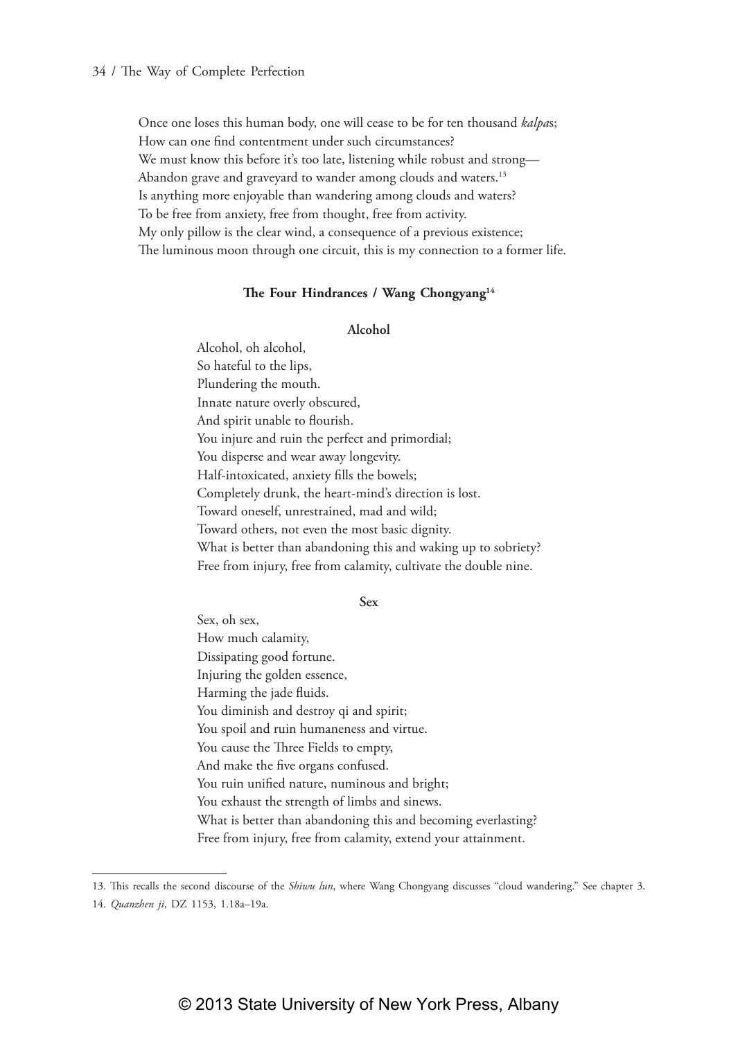Once one loses this human body, one will cease to be for ten thousand *kalpa*s;
How can one find contentment under such circumstances?
We must know this before it's too late, listening while robust and strong—
Abandon grave and graveyard to wander among clouds and waters.[13]
Is anything more enjoyable than wandering among clouds and waters?
To be free from anxiety, free from thought, free from activity.
My only pillow is the clear wind, a consequence of a previous existence;
The luminous moon through one circuit, this is my connection to a former life.

### The Four Hindrances / Wang Chongyang[14]

#### Alcohol

Alcohol, oh alcohol,
So hateful to the lips,
Plundering the mouth.
Innate nature overly obscured,
And spirit unable to flourish.
You injure and ruin the perfect and primordial;
You disperse and wear away longevity.
Half-intoxicated, anxiety fills the bowels;
Completely drunk, the heart-mind's direction is lost.
Toward oneself, unrestrained, mad and wild;
Toward others, not even the most basic dignity.
What is better than abandoning this and waking up to sobriety?
Free from injury, free from calamity, cultivate the double nine.

#### Sex

Sex, oh sex,
How much calamity,
Dissipating good fortune.
Injuring the golden essence,
Harming the jade fluids.
You diminish and destroy qi and spirit;
You spoil and ruin humaneness and virtue.
You cause the Three Fields to empty,
And make the five organs confused.
You ruin unified nature, numinous and bright;
You exhaust the strength of limbs and sinews.
What is better than abandoning this and becoming everlasting?
Free from injury, free from calamity, extend your attainment.

---

13. This recalls the second discourse of the *Shiwu lun*, where Wang Chongyang discusses "cloud wandering." See chapter 3.

14. *Quanzhen ji*, DZ 1153, 1.18a–19a.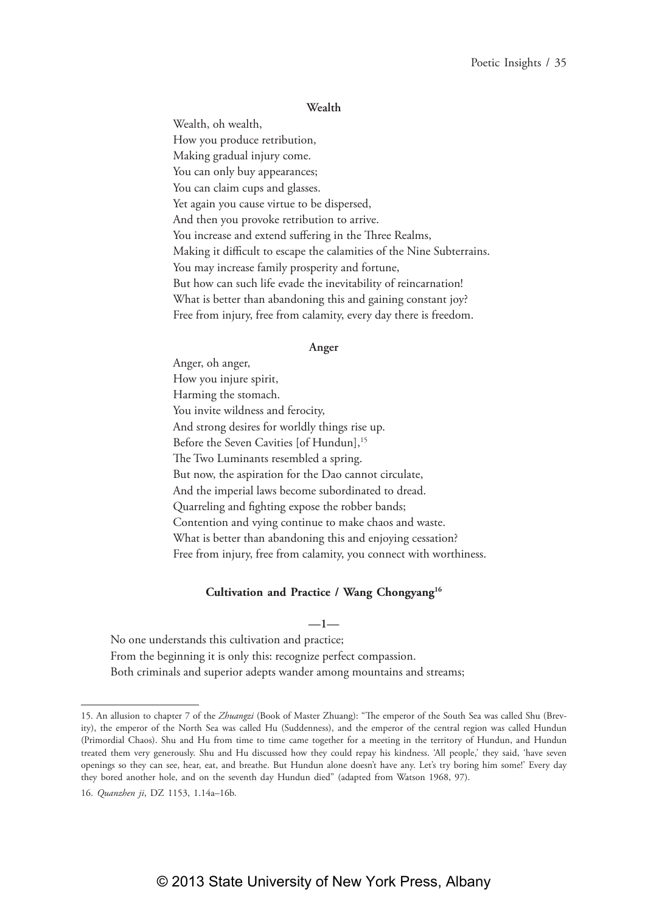### Wealth

Wealth, oh wealth,
How you produce retribution,
Making gradual injury come.
You can only buy appearances;
You can claim cups and glasses.
Yet again you cause virtue to be dispersed,
And then you provoke retribution to arrive.
You increase and extend suffering in the Three Realms,
Making it difficult to escape the calamities of the Nine Subterrains.
You may increase family prosperity and fortune,
But how can such life evade the inevitability of reincarnation!
What is better than abandoning this and gaining constant joy?
Free from injury, free from calamity, every day there is freedom.

### Anger

Anger, oh anger,
How you injure spirit,
Harming the stomach.
You invite wildness and ferocity,
And strong desires for worldly things rise up.
Before the Seven Cavities [of Hundun],[15]
The Two Luminants resembled a spring.
But now, the aspiration for the Dao cannot circulate,
And the imperial laws become subordinated to dread.
Quarreling and fighting expose the robber bands;
Contention and vying continue to make chaos and waste.
What is better than abandoning this and enjoying cessation?
Free from injury, free from calamity, you connect with worthiness.

## Cultivation and Practice / Wang Chongyang[16]

—1—

No one understands this cultivation and practice;
From the beginning it is only this: recognize perfect compassion.
Both criminals and superior adepts wander among mountains and streams;

---

15. An allusion to chapter 7 of the *Zhuangzi* (Book of Master Zhuang): "The emperor of the South Sea was called Shu (Brevity), the emperor of the North Sea was called Hu (Suddenness), and the emperor of the central region was called Hundun (Primordial Chaos). Shu and Hu from time to time came together for a meeting in the territory of Hundun, and Hundun treated them very generously. Shu and Hu discussed how they could repay his kindness. 'All people,' they said, 'have seven openings so they can see, hear, eat, and breathe. But Hundun alone doesn't have any. Let's try boring him some!' Every day they bored another hole, and on the seventh day Hundun died" (adapted from Watson 1968, 97).

16. *Quanzhen ji*, DZ 1153, 1.14a–16b.

© 2013 State University of New York Press, Albany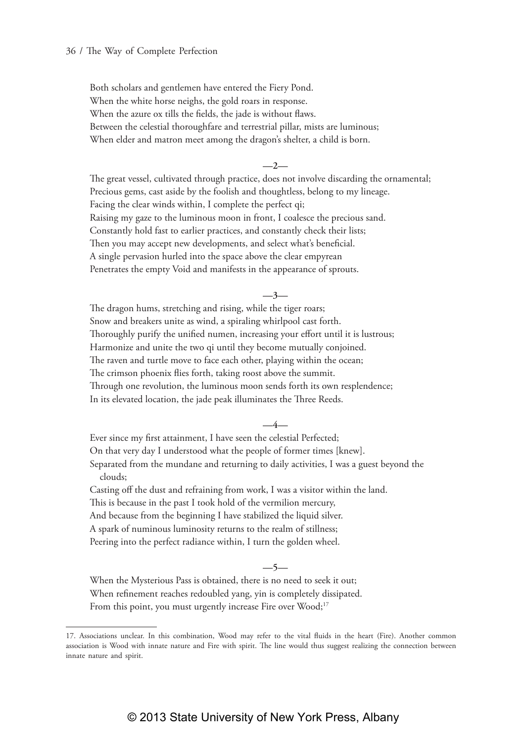Both scholars and gentlemen have entered the Fiery Pond.
When the white horse neighs, the gold roars in response.
When the azure ox tills the fields, the jade is without flaws.
Between the celestial thoroughfare and terrestrial pillar, mists are luminous;
When elder and matron meet among the dragon's shelter, a child is born.

—2—

The great vessel, cultivated through practice, does not involve discarding the ornamental;
Precious gems, cast aside by the foolish and thoughtless, belong to my lineage.
Facing the clear winds within, I complete the perfect qi;
Raising my gaze to the luminous moon in front, I coalesce the precious sand.
Constantly hold fast to earlier practices, and constantly check their lists;
Then you may accept new developments, and select what's beneficial.
A single pervasion hurled into the space above the clear empyrean
Penetrates the empty Void and manifests in the appearance of sprouts.

—3—

The dragon hums, stretching and rising, while the tiger roars;
Snow and breakers unite as wind, a spiraling whirlpool cast forth.
Thoroughly purify the unified numen, increasing your effort until it is lustrous;
Harmonize and unite the two qi until they become mutually conjoined.
The raven and turtle move to face each other, playing within the ocean;
The crimson phoenix flies forth, taking roost above the summit.
Through one revolution, the luminous moon sends forth its own resplendence;
In its elevated location, the jade peak illuminates the Three Reeds.

—4—

Ever since my first attainment, I have seen the celestial Perfected;
On that very day I understood what the people of former times [knew].
Separated from the mundane and returning to daily activities, I was a guest beyond the clouds;
Casting off the dust and refraining from work, I was a visitor within the land.
This is because in the past I took hold of the vermilion mercury,
And because from the beginning I have stabilized the liquid silver.
A spark of numinous luminosity returns to the realm of stillness;
Peering into the perfect radiance within, I turn the golden wheel.

—5—

When the Mysterious Pass is obtained, there is no need to seek it out;
When refinement reaches redoubled yang, yin is completely dissipated.
From this point, you must urgently increase Fire over Wood;[17]

---

17. Associations unclear. In this combination, Wood may refer to the vital fluids in the heart (Fire). Another common association is Wood with innate nature and Fire with spirit. The line would thus suggest realizing the connection between innate nature and spirit.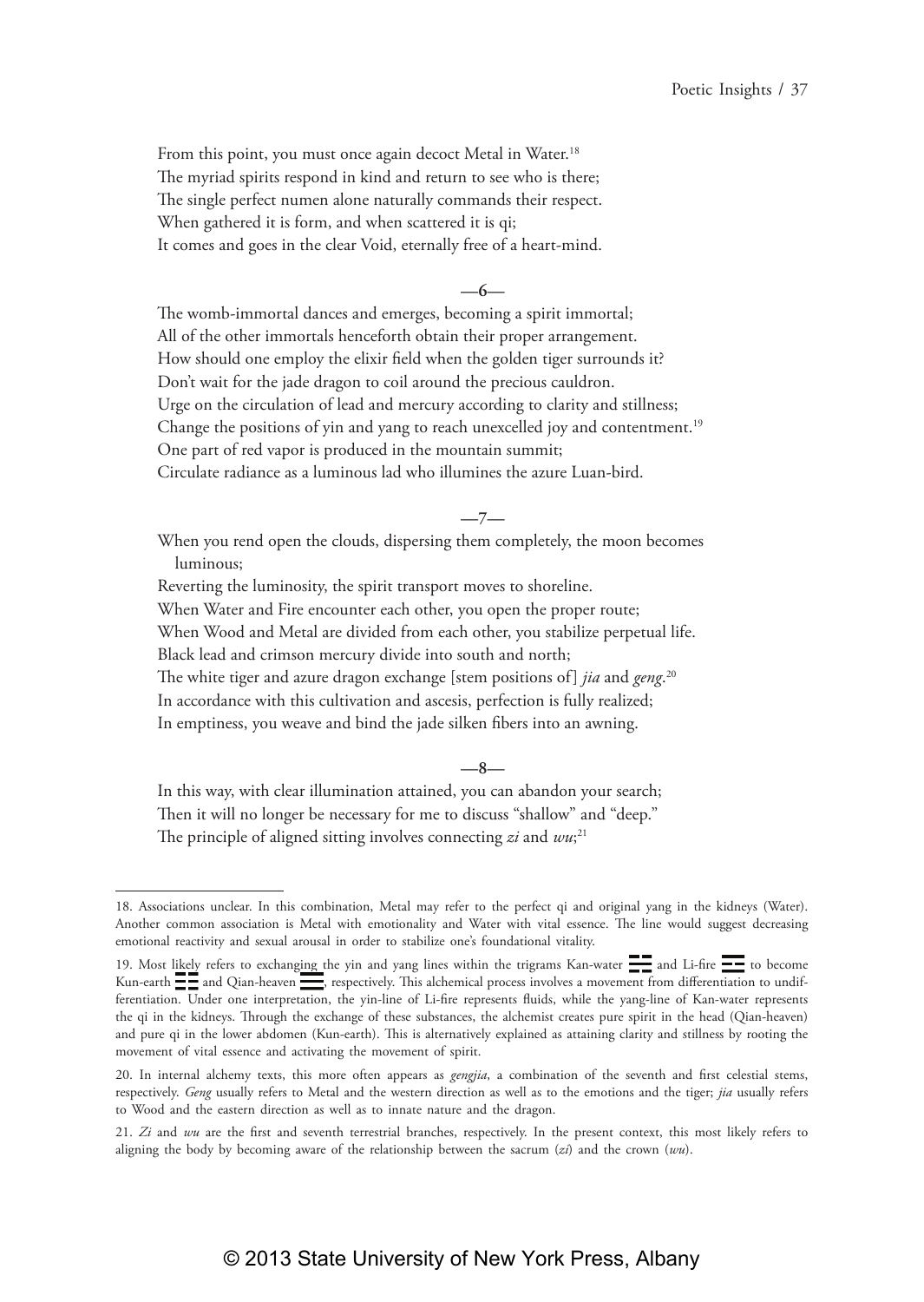From this point, you must once again decoct Metal in Water.[18]
The myriad spirits respond in kind and return to see who is there;
The single perfect numen alone naturally commands their respect.
When gathered it is form, and when scattered it is qi;
It comes and goes in the clear Void, eternally free of a heart-mind.

**—6—**

The womb-immortal dances and emerges, becoming a spirit immortal;
All of the other immortals henceforth obtain their proper arrangement.
How should one employ the elixir field when the golden tiger surrounds it?
Don't wait for the jade dragon to coil around the precious cauldron.
Urge on the circulation of lead and mercury according to clarity and stillness;
Change the positions of yin and yang to reach unexcelled joy and contentment.[19]
One part of red vapor is produced in the mountain summit;
Circulate radiance as a luminous lad who illumines the azure Luan-bird.

**—7—**

When you rend open the clouds, dispersing them completely, the moon becomes luminous;
Reverting the luminosity, the spirit transport moves to shoreline.
When Water and Fire encounter each other, you open the proper route;
When Wood and Metal are divided from each other, you stabilize perpetual life.
Black lead and crimson mercury divide into south and north;
The white tiger and azure dragon exchange [stem positions of] *jia* and *geng*.[20]
In accordance with this cultivation and ascesis, perfection is fully realized;
In emptiness, you weave and bind the jade silken fibers into an awning.

**—8—**

In this way, with clear illumination attained, you can abandon your search;
Then it will no longer be necessary for me to discuss "shallow" and "deep."
The principle of aligned sitting involves connecting *zi* and *wu*;[21]

---

18. Associations unclear. In this combination, Metal may refer to the perfect qi and original yang in the kidneys (Water). Another common association is Metal with emotionality and Water with vital essence. The line would suggest decreasing emotional reactivity and sexual arousal in order to stabilize one's foundational vitality.

19. Most likely refers to exchanging the yin and yang lines within the trigrams Kan-water ☵ and Li-fire ☲ to become Kun-earth ☷ and Qian-heaven ☰, respectively. This alchemical process involves a movement from differentiation to undifferentiation. Under one interpretation, the yin-line of Li-fire represents fluids, while the yang-line of Kan-water represents the qi in the kidneys. Through the exchange of these substances, the alchemist creates pure spirit in the head (Qian-heaven) and pure qi in the lower abdomen (Kun-earth). This is alternatively explained as attaining clarity and stillness by rooting the movement of vital essence and activating the movement of spirit.

20. In internal alchemy texts, this more often appears as *gengjia*, a combination of the seventh and first celestial stems, respectively. *Geng* usually refers to Metal and the western direction as well as to the emotions and the tiger; *jia* usually refers to Wood and the eastern direction as well as to innate nature and the dragon.

21. *Zi* and *wu* are the first and seventh terrestrial branches, respectively. In the present context, this most likely refers to aligning the body by becoming aware of the relationship between the sacrum (*zi*) and the crown (*wu*).

© 2013 State University of New York Press, Albany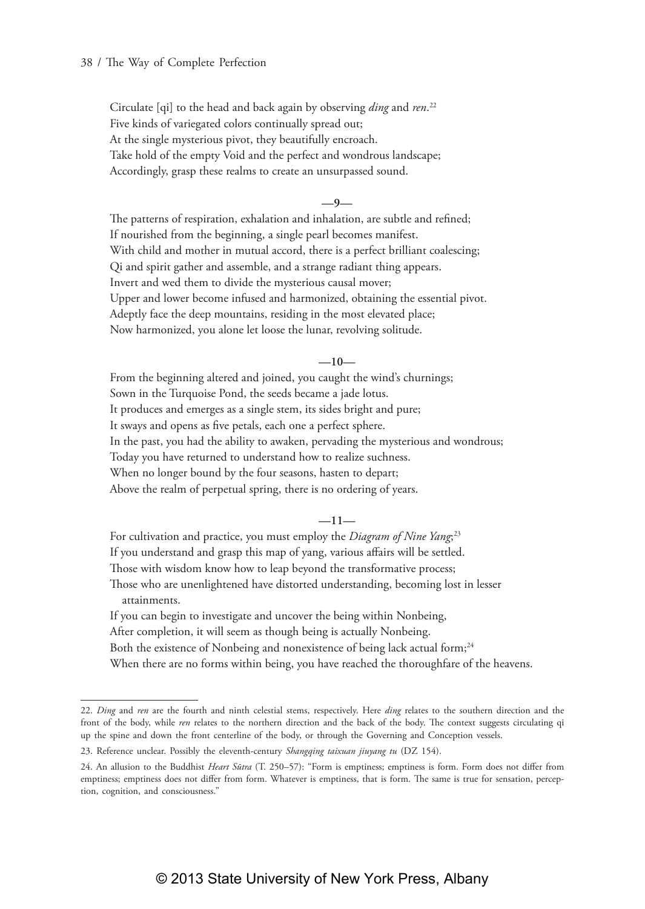Circulate [qi] to the head and back again by observing *ding* and *ren*.[22]
Five kinds of variegated colors continually spread out;
At the single mysterious pivot, they beautifully encroach.
Take hold of the empty Void and the perfect and wondrous landscape;
Accordingly, grasp these realms to create an unsurpassed sound.

—9—

The patterns of respiration, exhalation and inhalation, are subtle and refined;
If nourished from the beginning, a single pearl becomes manifest.
With child and mother in mutual accord, there is a perfect brilliant coalescing;
Qi and spirit gather and assemble, and a strange radiant thing appears.
Invert and wed them to divide the mysterious causal mover;
Upper and lower become infused and harmonized, obtaining the essential pivot.
Adeptly face the deep mountains, residing in the most elevated place;
Now harmonized, you alone let loose the lunar, revolving solitude.

—10—

From the beginning altered and joined, you caught the wind's churnings;
Sown in the Turquoise Pond, the seeds became a jade lotus.
It produces and emerges as a single stem, its sides bright and pure;
It sways and opens as five petals, each one a perfect sphere.
In the past, you had the ability to awaken, pervading the mysterious and wondrous;
Today you have returned to understand how to realize suchness.
When no longer bound by the four seasons, hasten to depart;
Above the realm of perpetual spring, there is no ordering of years.

—11—

For cultivation and practice, you must employ the *Diagram of Nine Yang*;[23]
If you understand and grasp this map of yang, various affairs will be settled.
Those with wisdom know how to leap beyond the transformative process;
Those who are unenlightened have distorted understanding, becoming lost in lesser attainments.
If you can begin to investigate and uncover the being within Nonbeing,
After completion, it will seem as though being is actually Nonbeing.
Both the existence of Nonbeing and nonexistence of being lack actual form;[24]
When there are no forms within being, you have reached the thoroughfare of the heavens.

---

22. *Ding* and *ren* are the fourth and ninth celestial stems, respectively. Here *ding* relates to the southern direction and the front of the body, while *ren* relates to the northern direction and the back of the body. The context suggests circulating qi up the spine and down the front centerline of the body, or through the Governing and Conception vessels.

23. Reference unclear. Possibly the eleventh-century *Shangqing taixuan jiuyang tu* (DZ 154).

24. An allusion to the Buddhist *Heart Sūtra* (T. 250–57): "Form is emptiness; emptiness is form. Form does not differ from emptiness; emptiness does not differ from form. Whatever is emptiness, that is form. The same is true for sensation, perception, cognition, and consciousness."

© 2013 State University of New York Press, Albany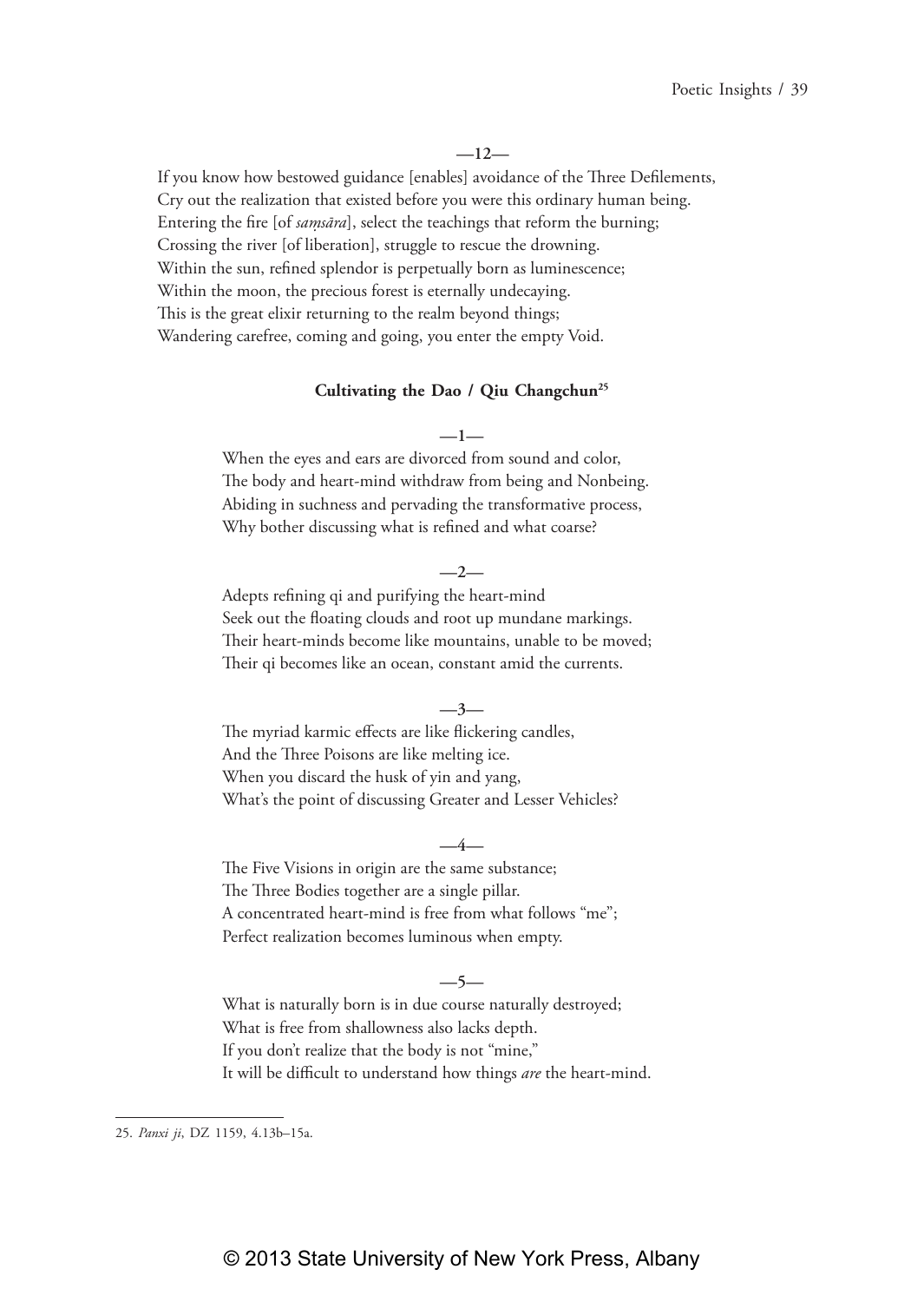—12—

If you know how bestowed guidance [enables] avoidance of the Three Defilements,
Cry out the realization that existed before you were this ordinary human being.
Entering the fire [of *saṃsāra*], select the teachings that reform the burning;
Crossing the river [of liberation], struggle to rescue the drowning.
Within the sun, refined splendor is perpetually born as luminescence;
Within the moon, the precious forest is eternally undecaying.
This is the great elixir returning to the realm beyond things;
Wandering carefree, coming and going, you enter the empty Void.

### Cultivating the Dao / Qiu Changchun[25]

—1—

When the eyes and ears are divorced from sound and color,
The body and heart-mind withdraw from being and Nonbeing.
Abiding in suchness and pervading the transformative process,
Why bother discussing what is refined and what coarse?

—2—

Adepts refining qi and purifying the heart-mind
Seek out the floating clouds and root up mundane markings.
Their heart-minds become like mountains, unable to be moved;
Their qi becomes like an ocean, constant amid the currents.

—3—

The myriad karmic effects are like flickering candles,
And the Three Poisons are like melting ice.
When you discard the husk of yin and yang,
What's the point of discussing Greater and Lesser Vehicles?

—4—

The Five Visions in origin are the same substance;
The Three Bodies together are a single pillar.
A concentrated heart-mind is free from what follows "me";
Perfect realization becomes luminous when empty.

—5—

What is naturally born is in due course naturally destroyed;
What is free from shallowness also lacks depth.
If you don't realize that the body is not "mine,"
It will be difficult to understand how things *are* the heart-mind.

---

25. *Panxi ji*, DZ 1159, 4.13b–15a.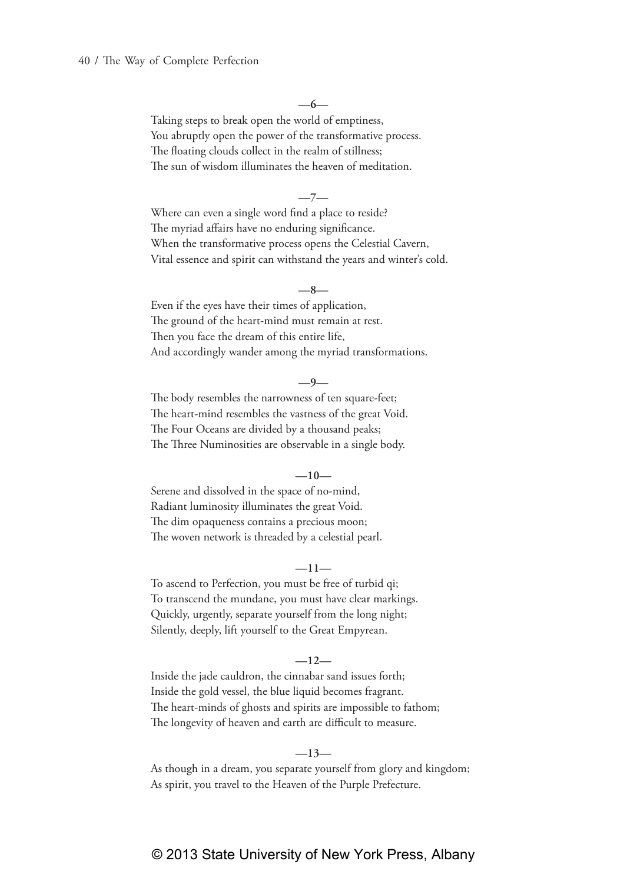—6—

Taking steps to break open the world of emptiness,
You abruptly open the power of the transformative process.
The floating clouds collect in the realm of stillness;
The sun of wisdom illuminates the heaven of meditation.

—7—

Where can even a single word find a place to reside?
The myriad affairs have no enduring significance.
When the transformative process opens the Celestial Cavern,
Vital essence and spirit can withstand the years and winter's cold.

—8—

Even if the eyes have their times of application,
The ground of the heart-mind must remain at rest.
Then you face the dream of this entire life,
And accordingly wander among the myriad transformations.

—9—

The body resembles the narrowness of ten square-feet;
The heart-mind resembles the vastness of the great Void.
The Four Oceans are divided by a thousand peaks;
The Three Numinosities are observable in a single body.

—10—

Serene and dissolved in the space of no-mind,
Radiant luminosity illuminates the great Void.
The dim opaqueness contains a precious moon;
The woven network is threaded by a celestial pearl.

—11—

To ascend to Perfection, you must be free of turbid qi;
To transcend the mundane, you must have clear markings.
Quickly, urgently, separate yourself from the long night;
Silently, deeply, lift yourself to the Great Empyrean.

—12—

Inside the jade cauldron, the cinnabar sand issues forth;
Inside the gold vessel, the blue liquid becomes fragrant.
The heart-minds of ghosts and spirits are impossible to fathom;
The longevity of heaven and earth are difficult to measure.

—13—

As though in a dream, you separate yourself from glory and kingdom;
As spirit, you travel to the Heaven of the Purple Prefecture.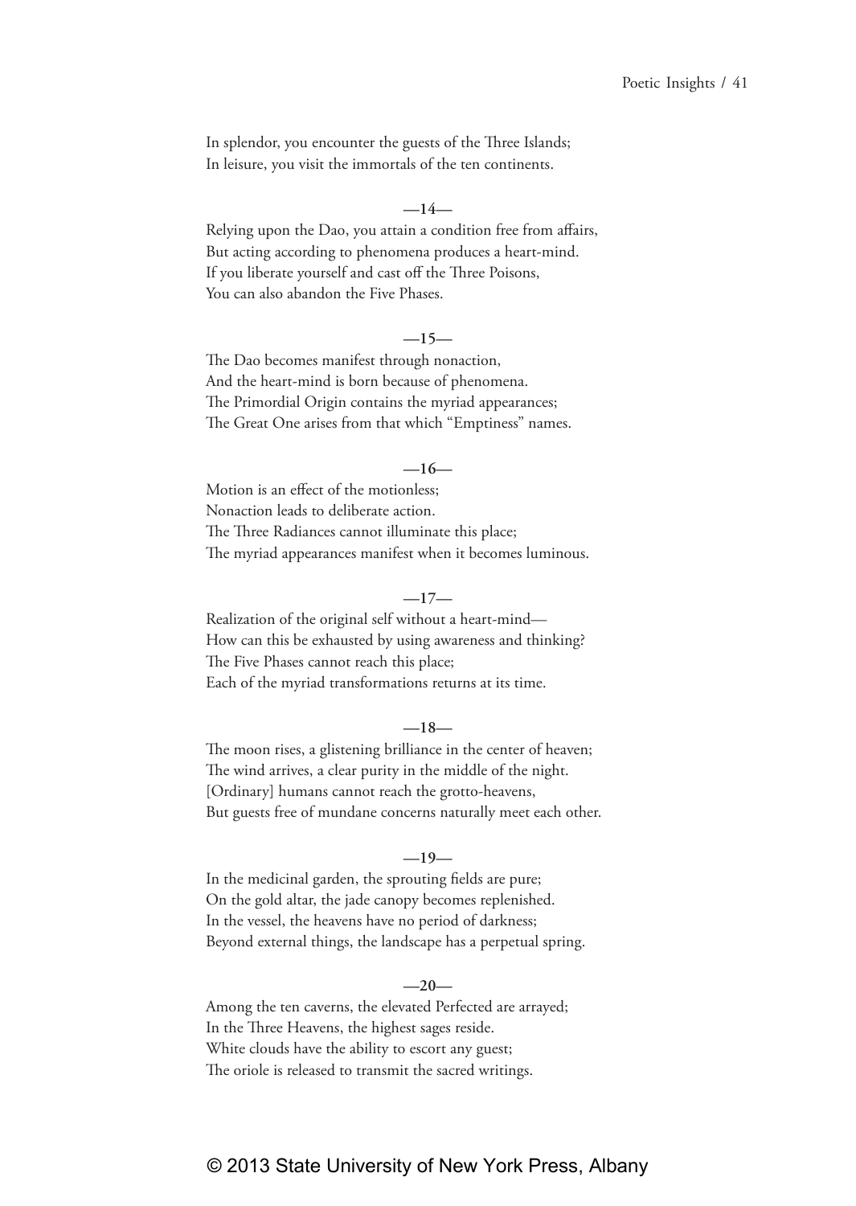In splendor, you encounter the guests of the Three Islands;  
In leisure, you visit the immortals of the ten continents.

**—14—**

Relying upon the Dao, you attain a condition free from affairs,  
But acting according to phenomena produces a heart-mind.  
If you liberate yourself and cast off the Three Poisons,  
You can also abandon the Five Phases.

**—15—**

The Dao becomes manifest through nonaction,  
And the heart-mind is born because of phenomena.  
The Primordial Origin contains the myriad appearances;  
The Great One arises from that which "Emptiness" names.

**—16—**

Motion is an effect of the motionless;  
Nonaction leads to deliberate action.  
The Three Radiances cannot illuminate this place;  
The myriad appearances manifest when it becomes luminous.

**—17—**

Realization of the original self without a heart-mind—  
How can this be exhausted by using awareness and thinking?  
The Five Phases cannot reach this place;  
Each of the myriad transformations returns at its time.

**—18—**

The moon rises, a glistening brilliance in the center of heaven;  
The wind arrives, a clear purity in the middle of the night.  
[Ordinary] humans cannot reach the grotto-heavens,  
But guests free of mundane concerns naturally meet each other.

**—19—**

In the medicinal garden, the sprouting fields are pure;  
On the gold altar, the jade canopy becomes replenished.  
In the vessel, the heavens have no period of darkness;  
Beyond external things, the landscape has a perpetual spring.

**—20—**

Among the ten caverns, the elevated Perfected are arrayed;  
In the Three Heavens, the highest sages reside.  
White clouds have the ability to escort any guest;  
The oriole is released to transmit the sacred writings.

© 2013 State University of New York Press, Albany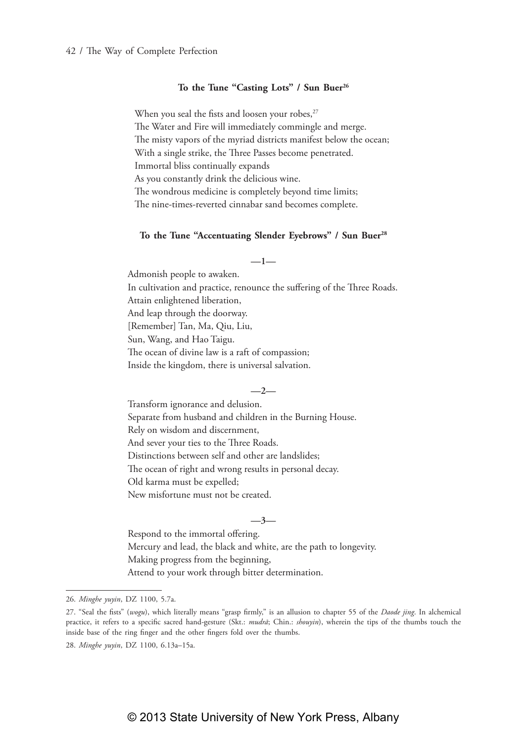**To the Tune "Casting Lots" / Sun Buer[26]**

When you seal the fists and loosen your robes,[27]  
The Water and Fire will immediately commingle and merge.  
The misty vapors of the myriad districts manifest below the ocean;  
With a single strike, the Three Passes become penetrated.  
Immortal bliss continually expands  
As you constantly drink the delicious wine.  
The wondrous medicine is completely beyond time limits;  
The nine-times-reverted cinnabar sand becomes complete.

**To the Tune "Accentuating Slender Eyebrows" / Sun Buer[28]**

—1—

Admonish people to awaken.  
In cultivation and practice, renounce the suffering of the Three Roads.  
Attain enlightened liberation,  
And leap through the doorway.  
[Remember] Tan, Ma, Qiu, Liu,  
Sun, Wang, and Hao Taigu.  
The ocean of divine law is a raft of compassion;  
Inside the kingdom, there is universal salvation.

—2—

Transform ignorance and delusion.  
Separate from husband and children in the Burning House.  
Rely on wisdom and discernment,  
And sever your ties to the Three Roads.  
Distinctions between self and other are landslides;  
The ocean of right and wrong results in personal decay.  
Old karma must be expelled;  
New misfortune must not be created.

—3—

Respond to the immortal offering.  
Mercury and lead, the black and white, are the path to longevity.  
Making progress from the beginning,  
Attend to your work through bitter determination.

---

26. *Minghe yuyin*, DZ 1100, 5.7a.

27. "Seal the fists" (*wogu*), which literally means "grasp firmly," is an allusion to chapter 55 of the *Daode jing*. In alchemical practice, it refers to a specific sacred hand-gesture (Skt.: *mudrā*; Chin.: *shouyin*), wherein the tips of the thumbs touch the inside base of the ring finger and the other fingers fold over the thumbs.

28. *Minghe yuyin*, DZ 1100, 6.13a–15a.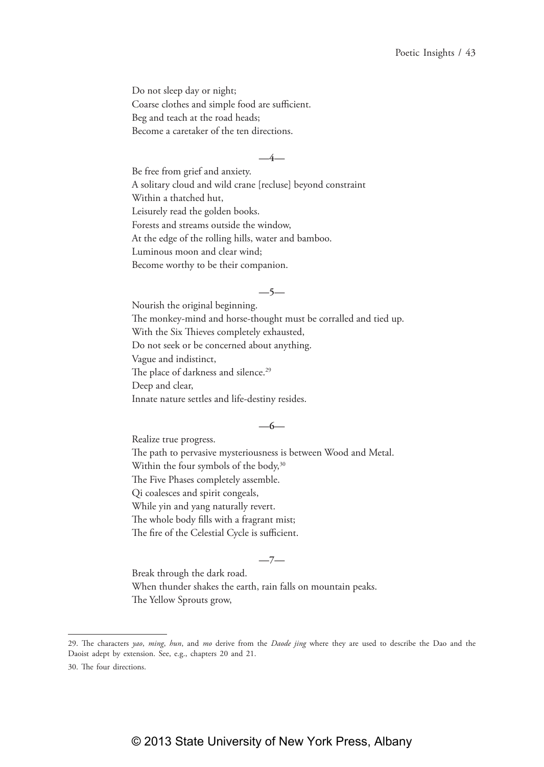Do not sleep day or night;  
Coarse clothes and simple food are sufficient.  
Beg and teach at the road heads;  
Become a caretaker of the ten directions.

—4—

Be free from grief and anxiety.  
A solitary cloud and wild crane [recluse] beyond constraint  
Within a thatched hut,  
Leisurely read the golden books.  
Forests and streams outside the window,  
At the edge of the rolling hills, water and bamboo.  
Luminous moon and clear wind;  
Become worthy to be their companion.

—5—

Nourish the original beginning.  
The monkey-mind and horse-thought must be corralled and tied up.  
With the Six Thieves completely exhausted,  
Do not seek or be concerned about anything.  
Vague and indistinct,  
The place of darkness and silence.[29]  
Deep and clear,  
Innate nature settles and life-destiny resides.

—6—

Realize true progress.  
The path to pervasive mysteriousness is between Wood and Metal.  
Within the four symbols of the body,[30]  
The Five Phases completely assemble.  
Qi coalesces and spirit congeals,  
While yin and yang naturally revert.  
The whole body fills with a fragrant mist;  
The fire of the Celestial Cycle is sufficient.

—7—

Break through the dark road.  
When thunder shakes the earth, rain falls on mountain peaks.  
The Yellow Sprouts grow,

---

29. The characters *yao*, *ming*, *hun*, and *mo* derive from the *Daode jing* where they are used to describe the Dao and the Daoist adept by extension. See, e.g., chapters 20 and 21.

30. The four directions.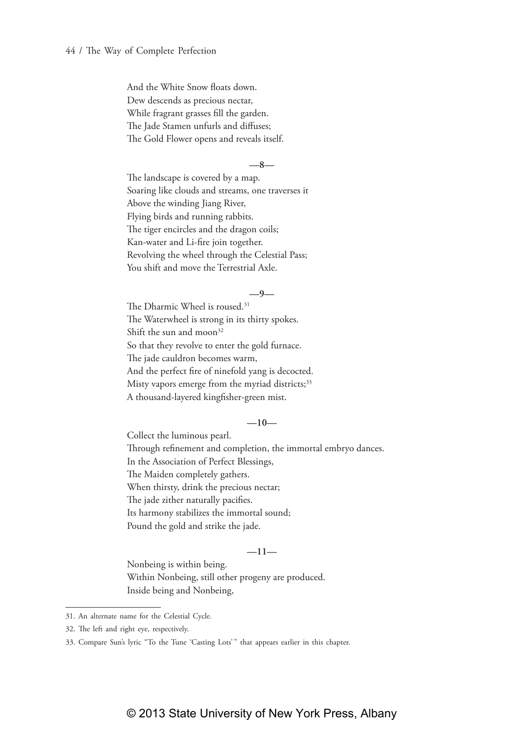And the White Snow floats down.  
Dew descends as precious nectar,  
While fragrant grasses fill the garden.  
The Jade Stamen unfurls and diffuses;  
The Gold Flower opens and reveals itself.

**—8—**

The landscape is covered by a map.  
Soaring like clouds and streams, one traverses it  
Above the winding Jiang River,  
Flying birds and running rabbits.  
The tiger encircles and the dragon coils;  
Kan-water and Li-fire join together.  
Revolving the wheel through the Celestial Pass;  
You shift and move the Terrestrial Axle.

**—9—**

The Dharmic Wheel is roused.[31]  
The Waterwheel is strong in its thirty spokes.  
Shift the sun and moon[32]  
So that they revolve to enter the gold furnace.  
The jade cauldron becomes warm,  
And the perfect fire of ninefold yang is decocted.  
Misty vapors emerge from the myriad districts;[33]  
A thousand-layered kingfisher-green mist.

**—10—**

Collect the luminous pearl.  
Through refinement and completion, the immortal embryo dances.  
In the Association of Perfect Blessings,  
The Maiden completely gathers.  
When thirsty, drink the precious nectar;  
The jade zither naturally pacifies.  
Its harmony stabilizes the immortal sound;  
Pound the gold and strike the jade.

**—11—**

Nonbeing is within being.  
Within Nonbeing, still other progeny are produced.  
Inside being and Nonbeing,

---

31. An alternate name for the Celestial Cycle.

32. The left and right eye, respectively.

33. Compare Sun's lyric "To the Tune 'Casting Lots'" that appears earlier in this chapter.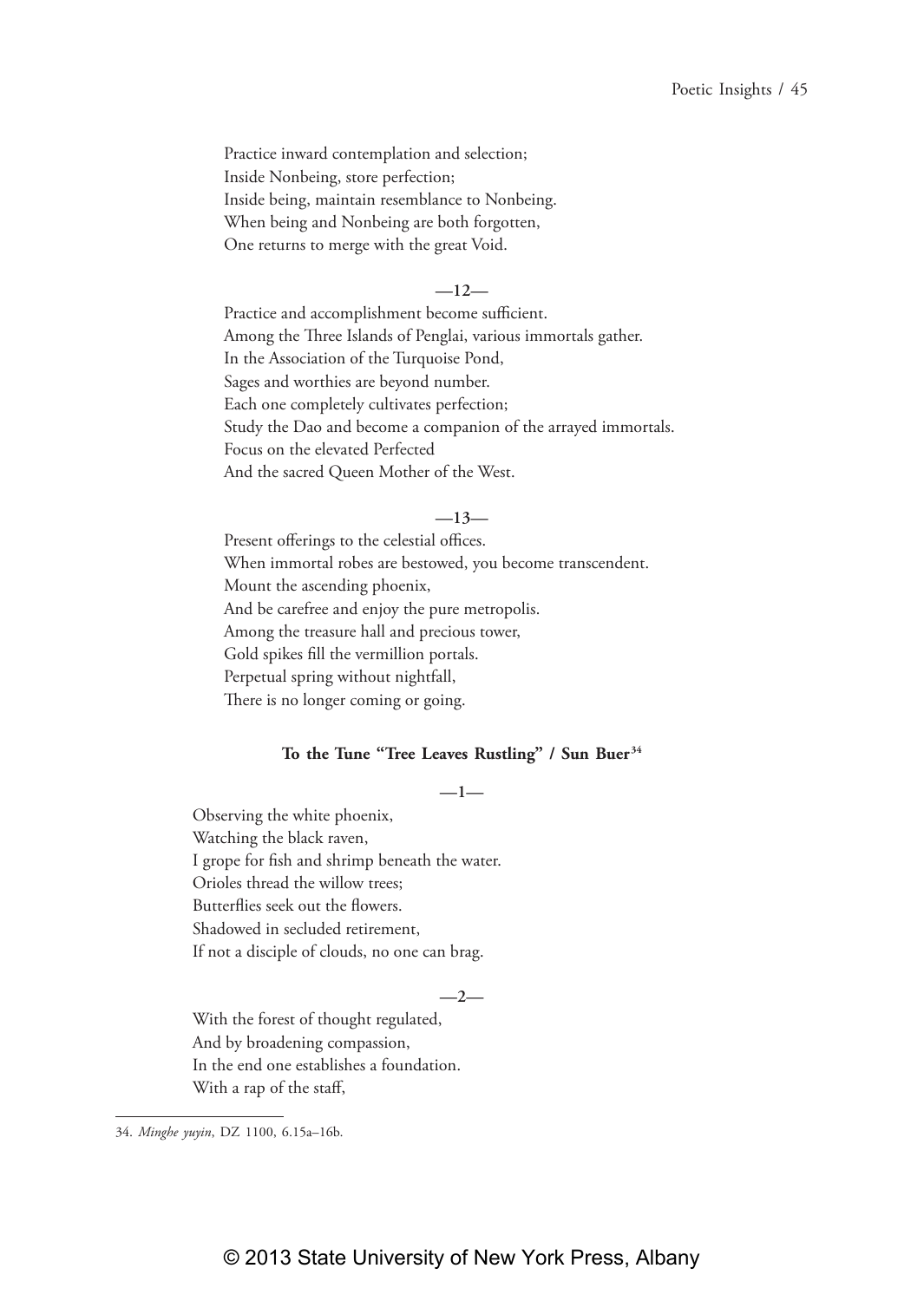Practice inward contemplation and selection;
Inside Nonbeing, store perfection;
Inside being, maintain resemblance to Nonbeing.
When being and Nonbeing are both forgotten,
One returns to merge with the great Void.

—12—

Practice and accomplishment become sufficient.
Among the Three Islands of Penglai, various immortals gather.
In the Association of the Turquoise Pond,
Sages and worthies are beyond number.
Each one completely cultivates perfection;
Study the Dao and become a companion of the arrayed immortals.
Focus on the elevated Perfected
And the sacred Queen Mother of the West.

—13—

Present offerings to the celestial offices.
When immortal robes are bestowed, you become transcendent.
Mount the ascending phoenix,
And be carefree and enjoy the pure metropolis.
Among the treasure hall and precious tower,
Gold spikes fill the vermillion portals.
Perpetual spring without nightfall,
There is no longer coming or going.

**To the Tune "Tree Leaves Rustling" / Sun Buer**[34]

—1—

Observing the white phoenix,
Watching the black raven,
I grope for fish and shrimp beneath the water.
Orioles thread the willow trees;
Butterflies seek out the flowers.
Shadowed in secluded retirement,
If not a disciple of clouds, no one can brag.

—2—

With the forest of thought regulated,
And by broadening compassion,
In the end one establishes a foundation.
With a rap of the staff,

34. *Minghe yuyin*, DZ 1100, 6.15a–16b.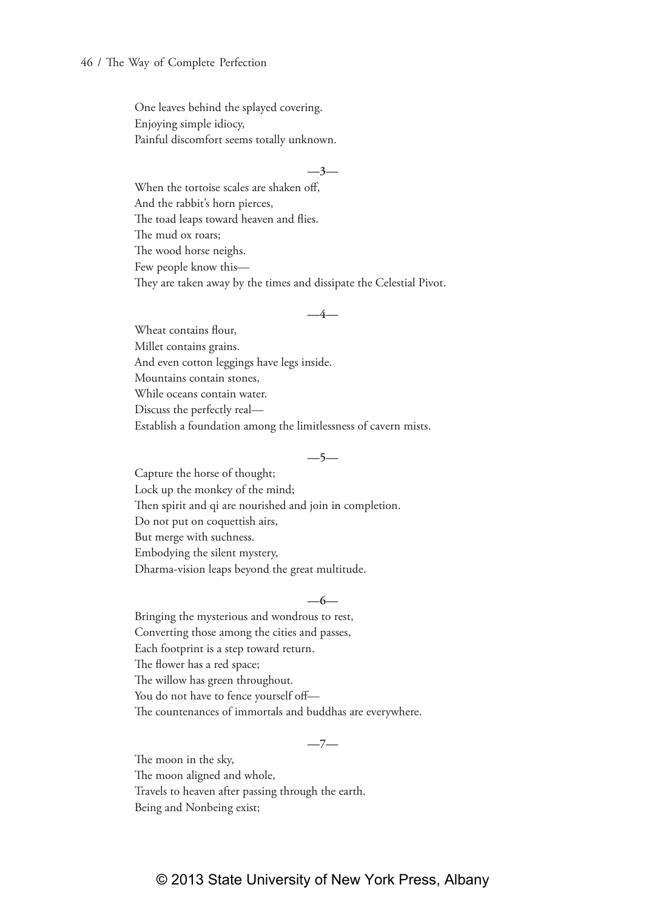One leaves behind the splayed covering.  
Enjoying simple idiocy,  
Painful discomfort seems totally unknown.

—3—

When the tortoise scales are shaken off,  
And the rabbit's horn pierces,  
The toad leaps toward heaven and flies.  
The mud ox roars;  
The wood horse neighs.  
Few people know this—  
They are taken away by the times and dissipate the Celestial Pivot.

—4—

Wheat contains flour,  
Millet contains grains.  
And even cotton leggings have legs inside.  
Mountains contain stones,  
While oceans contain water.  
Discuss the perfectly real—  
Establish a foundation among the limitlessness of cavern mists.

—5—

Capture the horse of thought;  
Lock up the monkey of the mind;  
Then spirit and qi are nourished and join in completion.  
Do not put on coquettish airs,  
But merge with suchness.  
Embodying the silent mystery,  
Dharma-vision leaps beyond the great multitude.

—6—

Bringing the mysterious and wondrous to rest,  
Converting those among the cities and passes,  
Each footprint is a step toward return.  
The flower has a red space;  
The willow has green throughout.  
You do not have to fence yourself off—  
The countenances of immortals and buddhas are everywhere.

—7—

The moon in the sky,  
The moon aligned and whole,  
Travels to heaven after passing through the earth.  
Being and Nonbeing exist;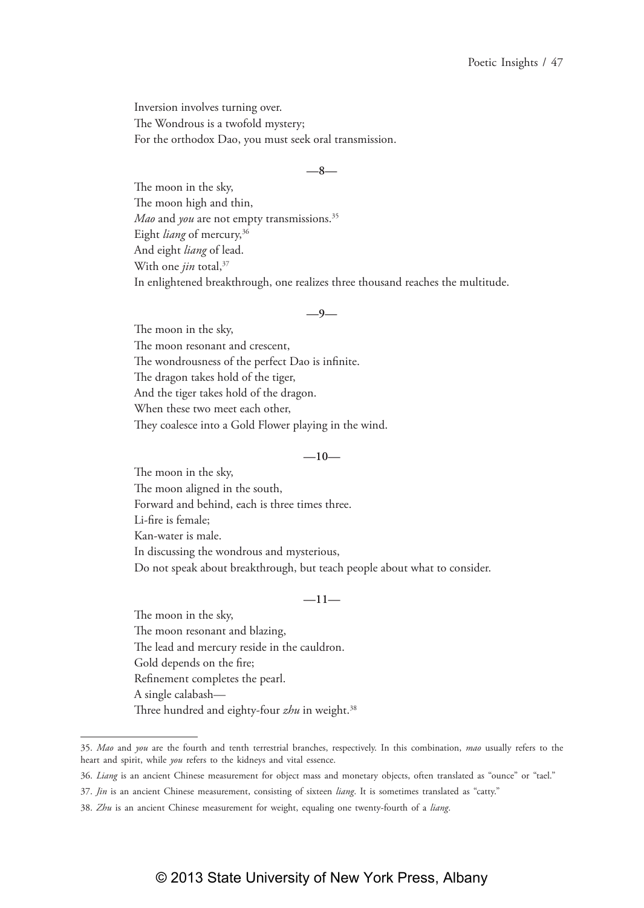Inversion involves turning over.
The Wondrous is a twofold mystery;
For the orthodox Dao, you must seek oral transmission.

—8—

The moon in the sky,
The moon high and thin,
*Mao* and *you* are not empty transmissions.[35]
Eight *liang* of mercury,[36]
And eight *liang* of lead.
With one *jin* total,[37]
In enlightened breakthrough, one realizes three thousand reaches the multitude.

—9—

The moon in the sky,
The moon resonant and crescent,
The wondrousness of the perfect Dao is infinite.
The dragon takes hold of the tiger,
And the tiger takes hold of the dragon.
When these two meet each other,
They coalesce into a Gold Flower playing in the wind.

—10—

The moon in the sky,
The moon aligned in the south,
Forward and behind, each is three times three.
Li-fire is female;
Kan-water is male.
In discussing the wondrous and mysterious,
Do not speak about breakthrough, but teach people about what to consider.

—11—

The moon in the sky,
The moon resonant and blazing,
The lead and mercury reside in the cauldron.
Gold depends on the fire;
Refinement completes the pearl.
A single calabash—
Three hundred and eighty-four *zhu* in weight.[38]

---

35. *Mao* and *you* are the fourth and tenth terrestrial branches, respectively. In this combination, *mao* usually refers to the heart and spirit, while *you* refers to the kidneys and vital essence.

36. *Liang* is an ancient Chinese measurement for object mass and monetary objects, often translated as "ounce" or "tael."

37. *Jin* is an ancient Chinese measurement, consisting of sixteen *liang*. It is sometimes translated as "catty."

38. *Zhu* is an ancient Chinese measurement for weight, equaling one twenty-fourth of a *liang*.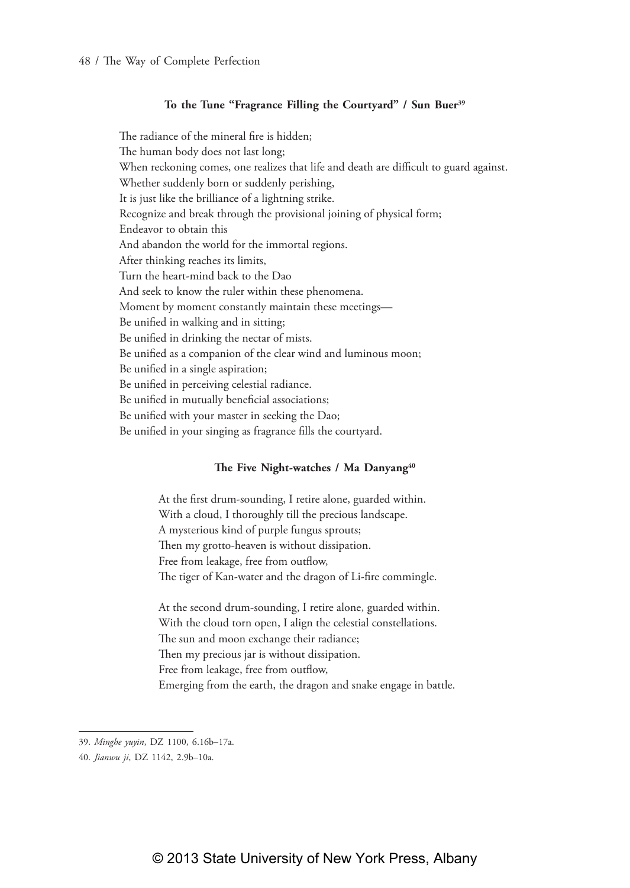### To the Tune "Fragrance Filling the Courtyard" / Sun Buer[39]

The radiance of the mineral fire is hidden;
The human body does not last long;
When reckoning comes, one realizes that life and death are difficult to guard against.
Whether suddenly born or suddenly perishing,
It is just like the brilliance of a lightning strike.
Recognize and break through the provisional joining of physical form;
Endeavor to obtain this
And abandon the world for the immortal regions.
After thinking reaches its limits,
Turn the heart-mind back to the Dao
And seek to know the ruler within these phenomena.
Moment by moment constantly maintain these meetings—
Be unified in walking and in sitting;
Be unified in drinking the nectar of mists.
Be unified as a companion of the clear wind and luminous moon;
Be unified in a single aspiration;
Be unified in perceiving celestial radiance.
Be unified in mutually beneficial associations;
Be unified with your master in seeking the Dao;
Be unified in your singing as fragrance fills the courtyard.

### The Five Night-watches / Ma Danyang[40]

At the first drum-sounding, I retire alone, guarded within.
With a cloud, I thoroughly till the precious landscape.
A mysterious kind of purple fungus sprouts;
Then my grotto-heaven is without dissipation.
Free from leakage, free from outflow,
The tiger of Kan-water and the dragon of Li-fire commingle.

At the second drum-sounding, I retire alone, guarded within.
With the cloud torn open, I align the celestial constellations.
The sun and moon exchange their radiance;
Then my precious jar is without dissipation.
Free from leakage, free from outflow,
Emerging from the earth, the dragon and snake engage in battle.

---

39. *Minghe yuyin*, DZ 1100, 6.16b–17a.

40. *Jianwu ji*, DZ 1142, 2.9b–10a.